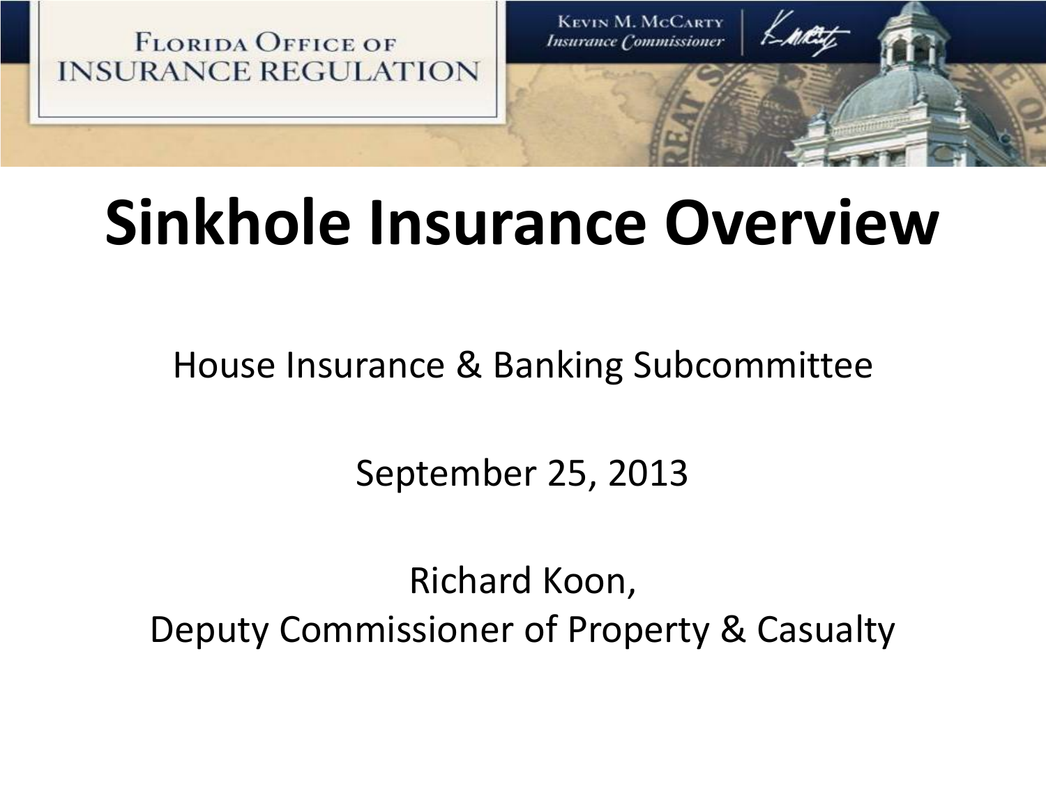Florida Office of Insurance Regulation

Kevin M. McCarty
*Insurance Commissioner*

# Sinkhole Insurance Overview

House Insurance & Banking Subcommittee

September 25, 2013

Richard Koon,
Deputy Commissioner of Property & Casualty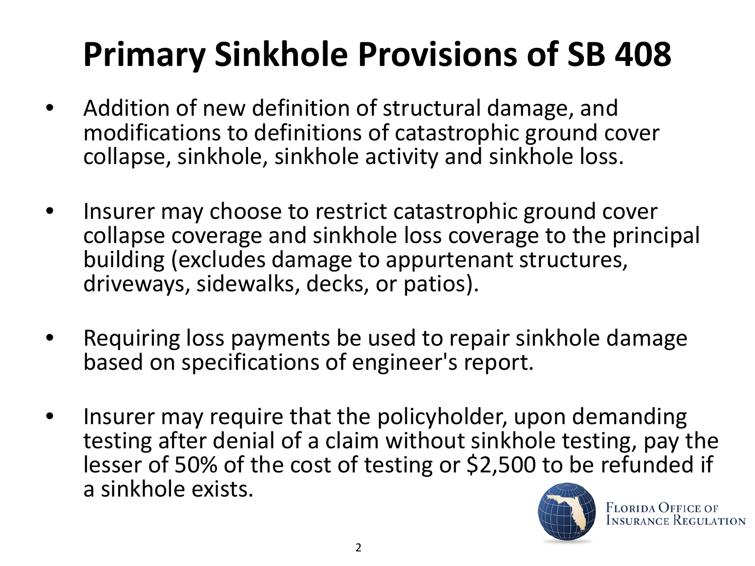# Primary Sinkhole Provisions of SB 408

- Addition of new definition of structural damage, and modifications to definitions of catastrophic ground cover collapse, sinkhole, sinkhole activity and sinkhole loss.

- Insurer may choose to restrict catastrophic ground cover collapse coverage and sinkhole loss coverage to the principal building (excludes damage to appurtenant structures, driveways, sidewalks, decks, or patios).

- Requiring loss payments be used to repair sinkhole damage based on specifications of engineer's report.

- Insurer may require that the policyholder, upon demanding testing after denial of a claim without sinkhole testing, pay the lesser of 50% of the cost of testing or $2,500 to be refunded if a sinkhole exists.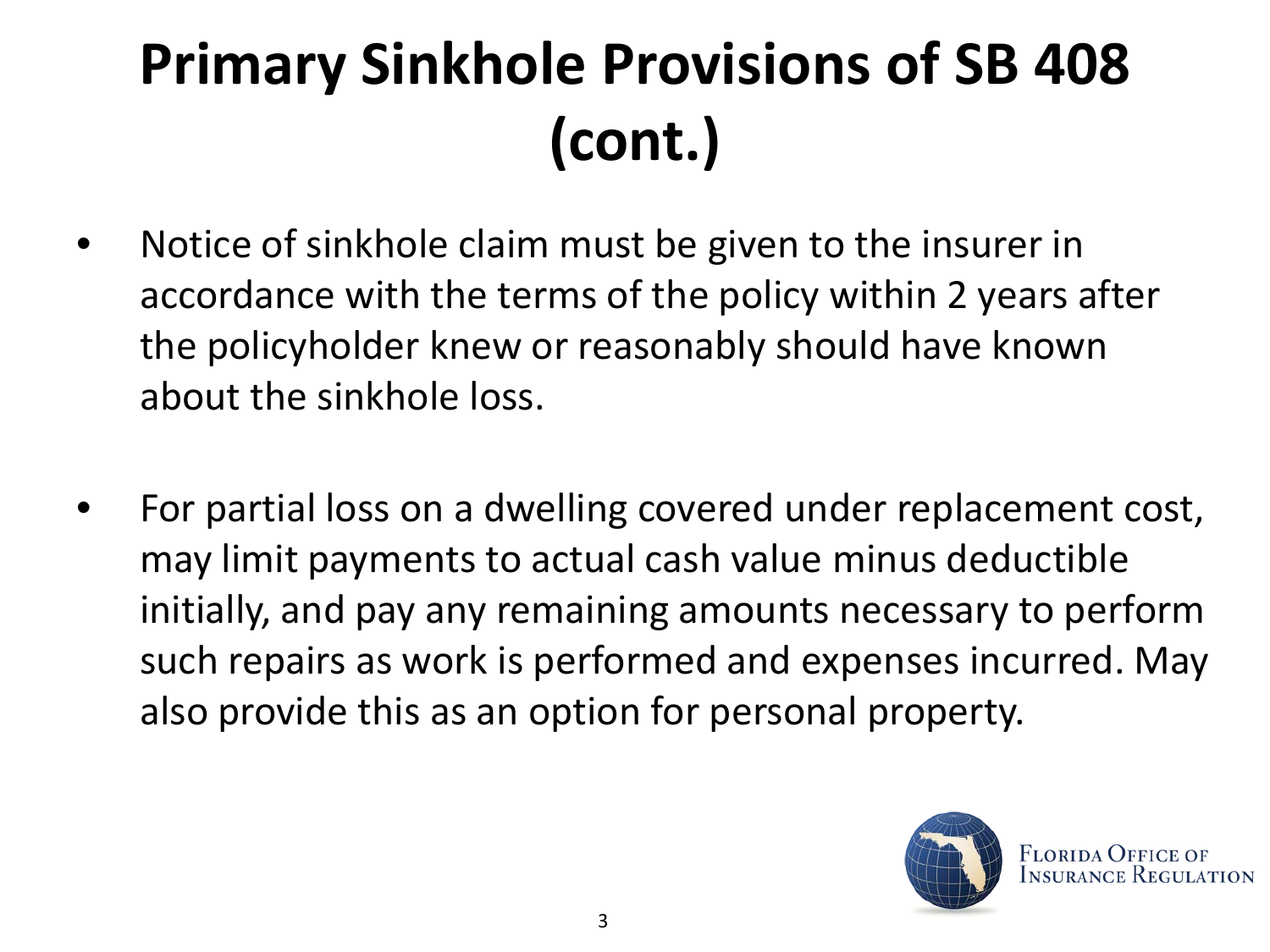# Primary Sinkhole Provisions of SB 408 (cont.)

- Notice of sinkhole claim must be given to the insurer in accordance with the terms of the policy within 2 years after the policyholder knew or reasonably should have known about the sinkhole loss.

- For partial loss on a dwelling covered under replacement cost, may limit payments to actual cash value minus deductible initially, and pay any remaining amounts necessary to perform such repairs as work is performed and expenses incurred. May also provide this as an option for personal property.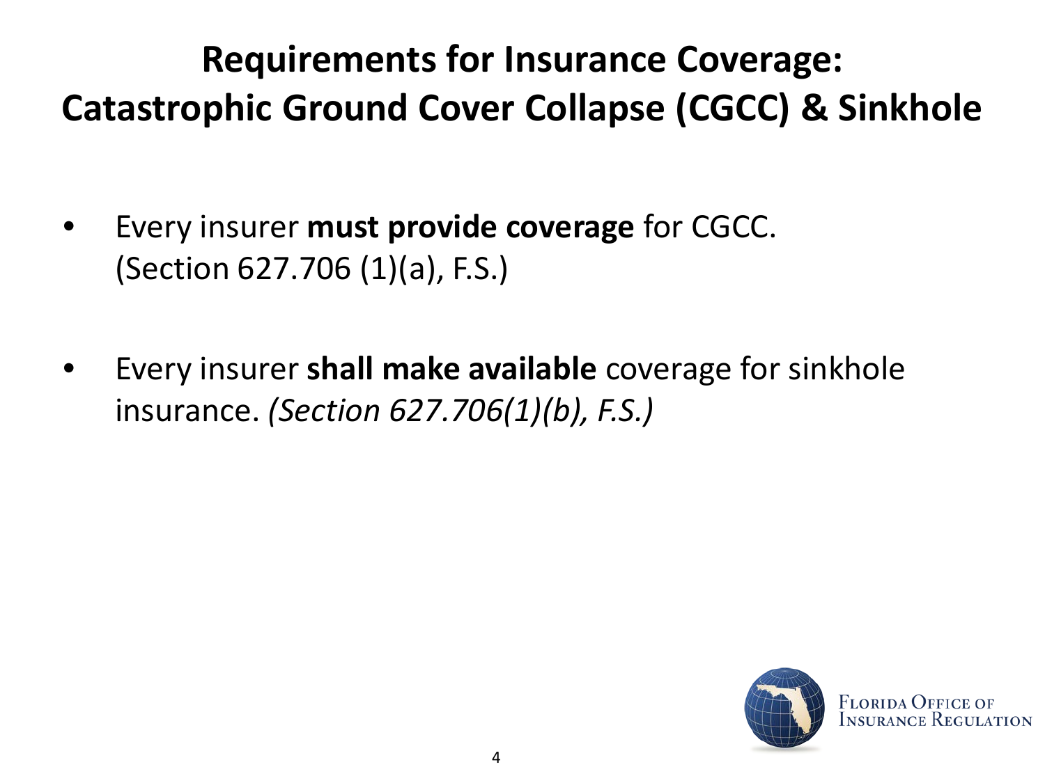# Requirements for Insurance Coverage: Catastrophic Ground Cover Collapse (CGCC) & Sinkhole

- Every insurer **must provide coverage** for CGCC. (Section 627.706 (1)(a), F.S.)
- Every insurer **shall make available** coverage for sinkhole insurance. *(Section 627.706(1)(b), F.S.)*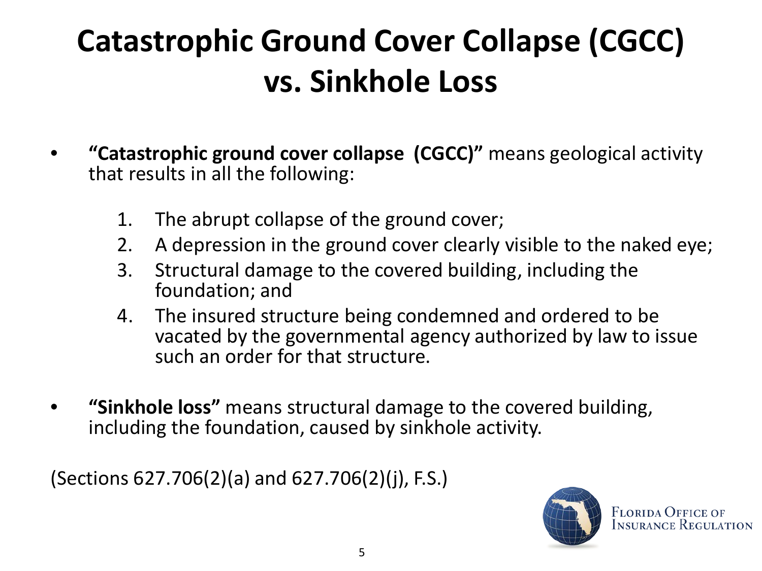# Catastrophic Ground Cover Collapse (CGCC) vs. Sinkhole Loss

- **"Catastrophic ground cover collapse (CGCC)"** means geological activity that results in all the following:
  1. The abrupt collapse of the ground cover;
  2. A depression in the ground cover clearly visible to the naked eye;
  3. Structural damage to the covered building, including the foundation; and
  4. The insured structure being condemned and ordered to be vacated by the governmental agency authorized by law to issue such an order for that structure.

- **"Sinkhole loss"** means structural damage to the covered building, including the foundation, caused by sinkhole activity.

(Sections 627.706(2)(a) and 627.706(2)(j), F.S.)

Florida Office of Insurance Regulation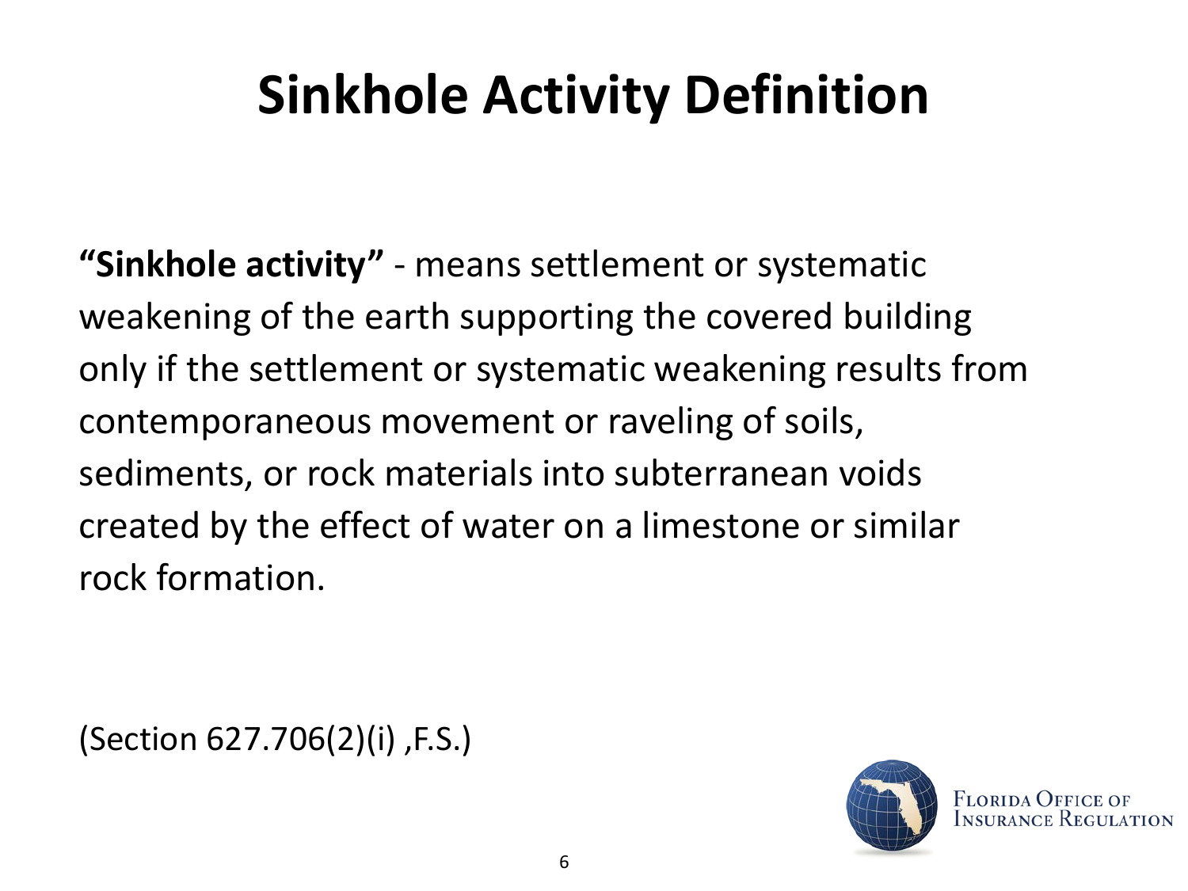# Sinkhole Activity Definition

**"Sinkhole activity"** - means settlement or systematic weakening of the earth supporting the covered building only if the settlement or systematic weakening results from contemporaneous movement or raveling of soils, sediments, or rock materials into subterranean voids created by the effect of water on a limestone or similar rock formation.

(Section 627.706(2)(i) ,F.S.)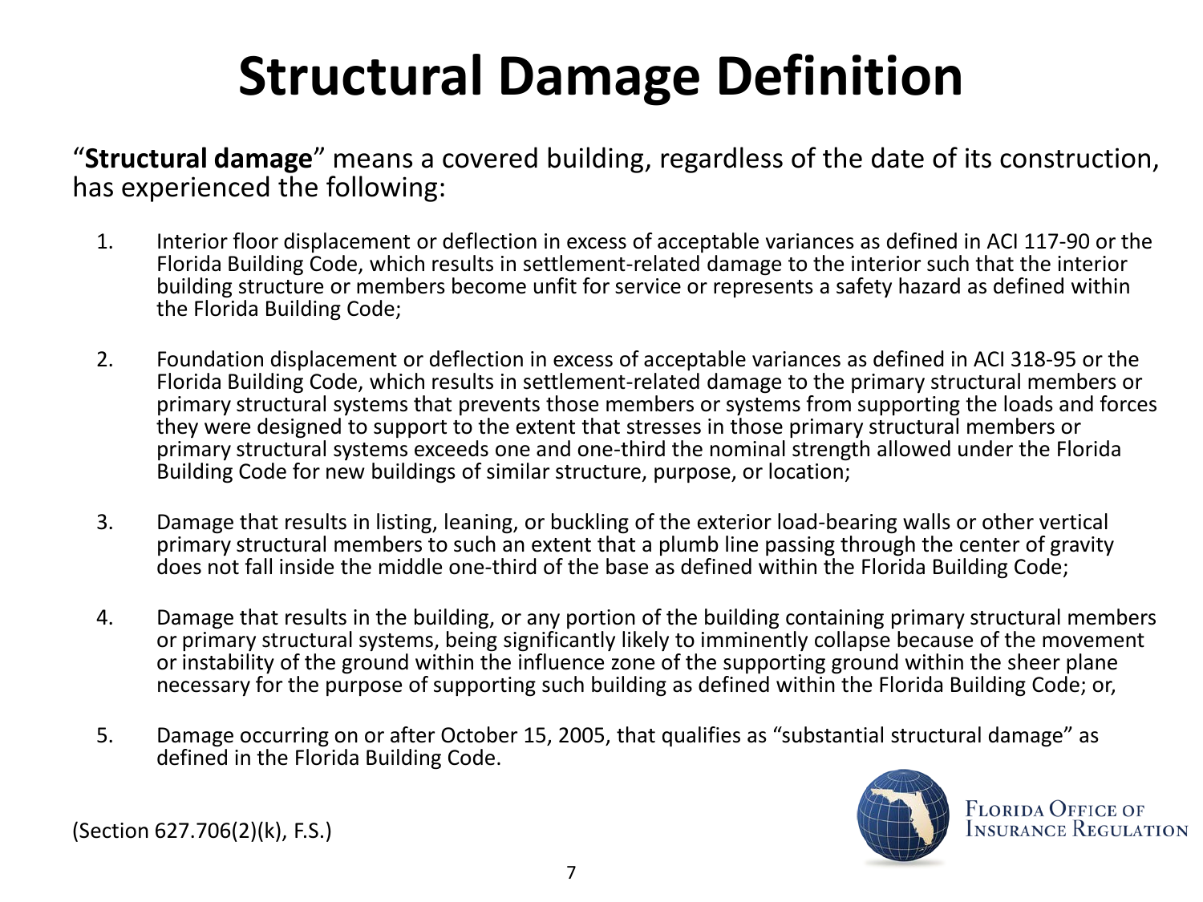# Structural Damage Definition

"**Structural damage**" means a covered building, regardless of the date of its construction, has experienced the following:

1. Interior floor displacement or deflection in excess of acceptable variances as defined in ACI 117-90 or the Florida Building Code, which results in settlement-related damage to the interior such that the interior building structure or members become unfit for service or represents a safety hazard as defined within the Florida Building Code;

2. Foundation displacement or deflection in excess of acceptable variances as defined in ACI 318-95 or the Florida Building Code, which results in settlement-related damage to the primary structural members or primary structural systems that prevents those members or systems from supporting the loads and forces they were designed to support to the extent that stresses in those primary structural members or primary structural systems exceeds one and one-third the nominal strength allowed under the Florida Building Code for new buildings of similar structure, purpose, or location;

3. Damage that results in listing, leaning, or buckling of the exterior load-bearing walls or other vertical primary structural members to such an extent that a plumb line passing through the center of gravity does not fall inside the middle one-third of the base as defined within the Florida Building Code;

4. Damage that results in the building, or any portion of the building containing primary structural members or primary structural systems, being significantly likely to imminently collapse because of the movement or instability of the ground within the influence zone of the supporting ground within the sheer plane necessary for the purpose of supporting such building as defined within the Florida Building Code; or,

5. Damage occurring on or after October 15, 2005, that qualifies as "substantial structural damage" as defined in the Florida Building Code.

(Section 627.706(2)(k), F.S.)

Florida Office of Insurance Regulation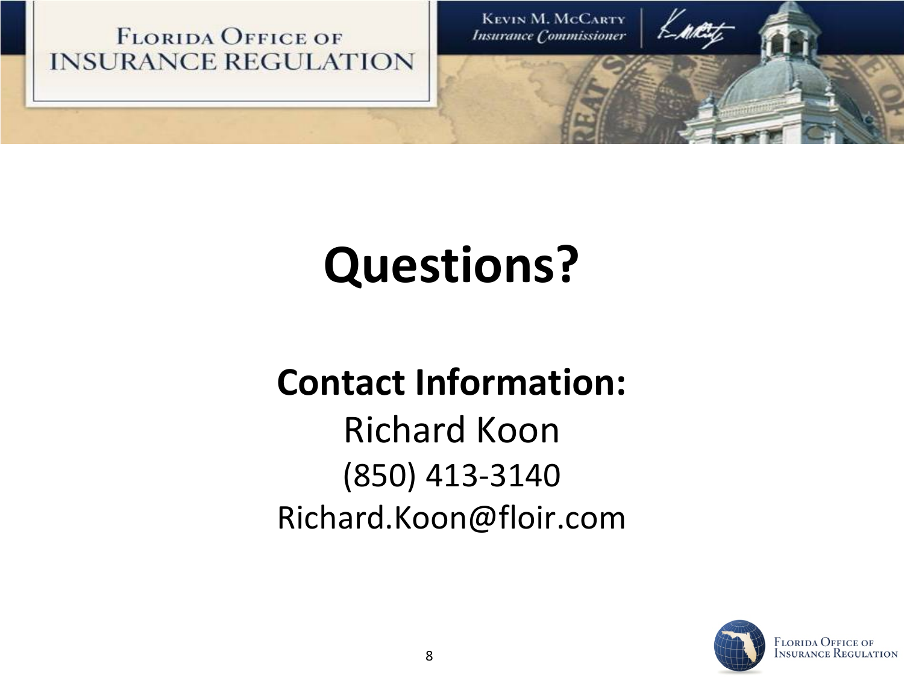# Questions?

**Contact Information:**

Richard Koon

(850) 413-3140

Richard.Koon@floir.com